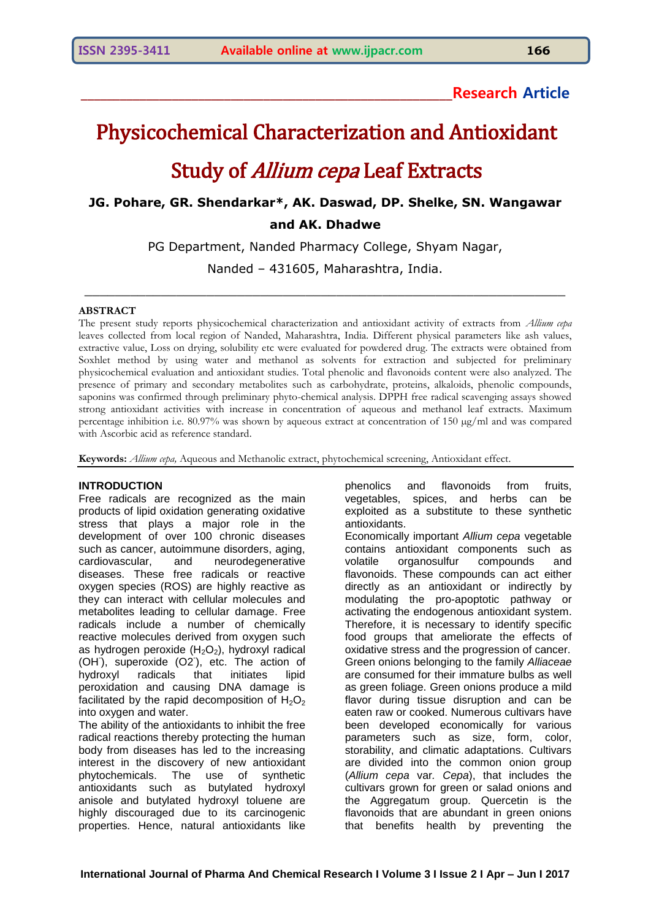**Research Article**

# Physicochemical Characterization and Antioxidant Study of *Allium cepa* Leaf Extracts

**JG. Pohare, GR. Shendarkar\*, AK. Daswad, DP. Shelke, SN. Wangawar and AK. Dhadwe**

PG Department, Nanded Pharmacy College, Shyam Nagar,

Nanded – 431605, Maharashtra, India.

## ABSTRACT

The present study reports physicochemical characterization and antioxidant activity of extracts from *Allium cepa* leaves collected from local region of Nanded, Maharashtra, India. Different physical parameters like ash values, extractive value, Loss on drying, solubility etc were evaluated for powdered drug. The extracts were obtained from Soxhlet method by using water and methanol as solvents for extraction and subjected for preliminary physicochemical evaluation and antioxidant studies. Total phenolic and flavonoids content were also analyzed. The presence of primary and secondary metabolites such as carbohydrate, proteins, alkaloids, phenolic compounds, saponins was confirmed through preliminary phyto-chemical analysis. DPPH free radical scavenging assays showed strong antioxidant activities with increase in concentration of aqueous and methanol leaf extracts. Maximum percentage inhibition i.e. 80.97% was shown by aqueous extract at concentration of 150 μg/ml and was compared with Ascorbic acid as reference standard.

**Keywords:** *Allium cepa,* Aqueous and Methanolic extract, phytochemical screening, Antioxidant effect.

## INTRODUCTION

Free radicals are recognized as the main products of lipid oxidation generating oxidative stress that plays a major role in the development of over 100 chronic diseases such as cancer, autoimmune disorders, aging, cardiovascular, and neurodegenerative diseases. These free radicals or reactive oxygen species (ROS) are highly reactive as they can interact with cellular molecules and metabolites leading to cellular damage. Free radicals include a number of chemically reactive molecules derived from oxygen such as hydrogen peroxide ($H_2O_2$), hydroxyl radical ($OH^-$), superoxide ($O2^-$), etc. The action of hydroxyl radicals that initiates lipid peroxidation and causing DNA damage is facilitated by the rapid decomposition of $H_2O_2$ into oxygen and water.

The ability of the antioxidants to inhibit the free radical reactions thereby protecting the human body from diseases has led to the increasing interest in the discovery of new antioxidant phytochemicals. The use of synthetic antioxidants such as butylated hydroxyl anisole and butylated hydroxyl toluene are highly discouraged due to its carcinogenic properties. Hence, natural antioxidants like phenolics and flavonoids from fruits, vegetables, spices, and herbs can be exploited as a substitute to these synthetic antioxidants.

Economically important *Allium cepa* vegetable contains antioxidant components such as volatile organosulfur compounds and flavonoids. These compounds can act either directly as an antioxidant or indirectly by modulating the pro-apoptotic pathway or activating the endogenous antioxidant system. Therefore, it is necessary to identify specific food groups that ameliorate the effects of oxidative stress and the progression of cancer. Green onions belonging to the family *Alliaceae* are consumed for their immature bulbs as well as green foliage. Green onions produce a mild flavor during tissue disruption and can be eaten raw or cooked. Numerous cultivars have been developed economically for various parameters such as size, form, color, storability, and climatic adaptations. Cultivars are divided into the common onion group (*Allium cepa* var. *Cepa*), that includes the cultivars grown for green or salad onions and the Aggregatum group. Quercetin is the flavonoids that are abundant in green onions that benefits health by preventing the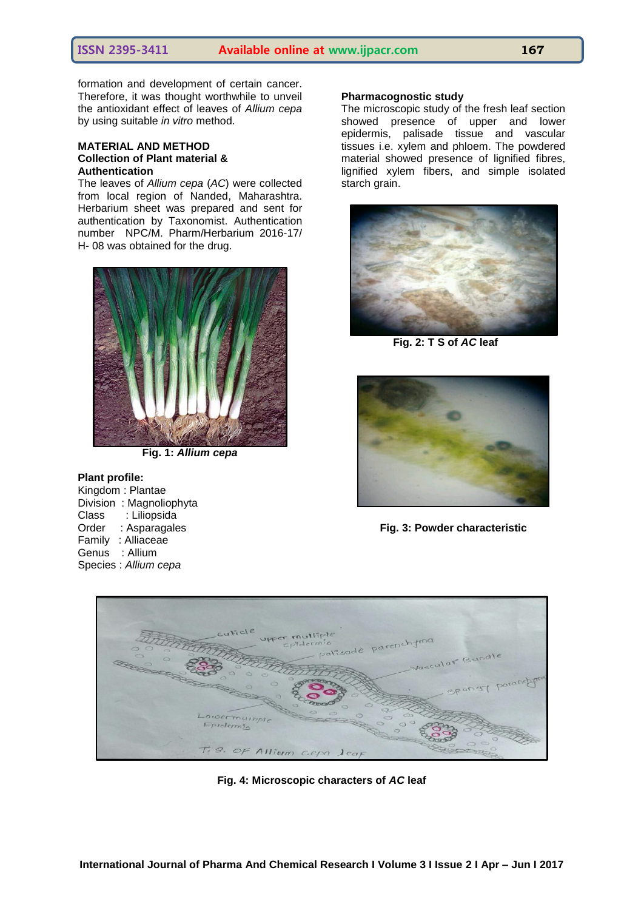formation and development of certain cancer. Therefore, it was thought worthwhile to unveil the antioxidant effect of leaves of *Allium cepa* by using suitable *in vitro* method.

## MATERIAL AND METHOD

### Collection of Plant material & Authentication

The leaves of *Allium cepa* (*AC*) were collected from local region of Nanded, Maharashtra. Herbarium sheet was prepared and sent for authentication by Taxonomist. Authentication number NPC/M. Pharm/Herbarium 2016-17/ H- 08 was obtained for the drug.

**Fig. 1: *Allium cepa***

**Plant profile:**

Kingdom : Plantae
Division : Magnoliophyta
Class : Liliopsida
Order : Asparagales
Family : Alliaceae
Genus : Allium
Species : *Allium cepa*

### Pharmacognostic study

The microscopic study of the fresh leaf section showed presence of upper and lower epidermis, palisade tissue and vascular tissues i.e. xylem and phloem. The powdered material showed presence of lignified fibres, lignified xylem fibers, and simple isolated starch grain.

**Fig. 2: T S of *AC* leaf**

**Fig. 3: Powder characteristic**

**Fig. 4: Microscopic characters of *AC* leaf**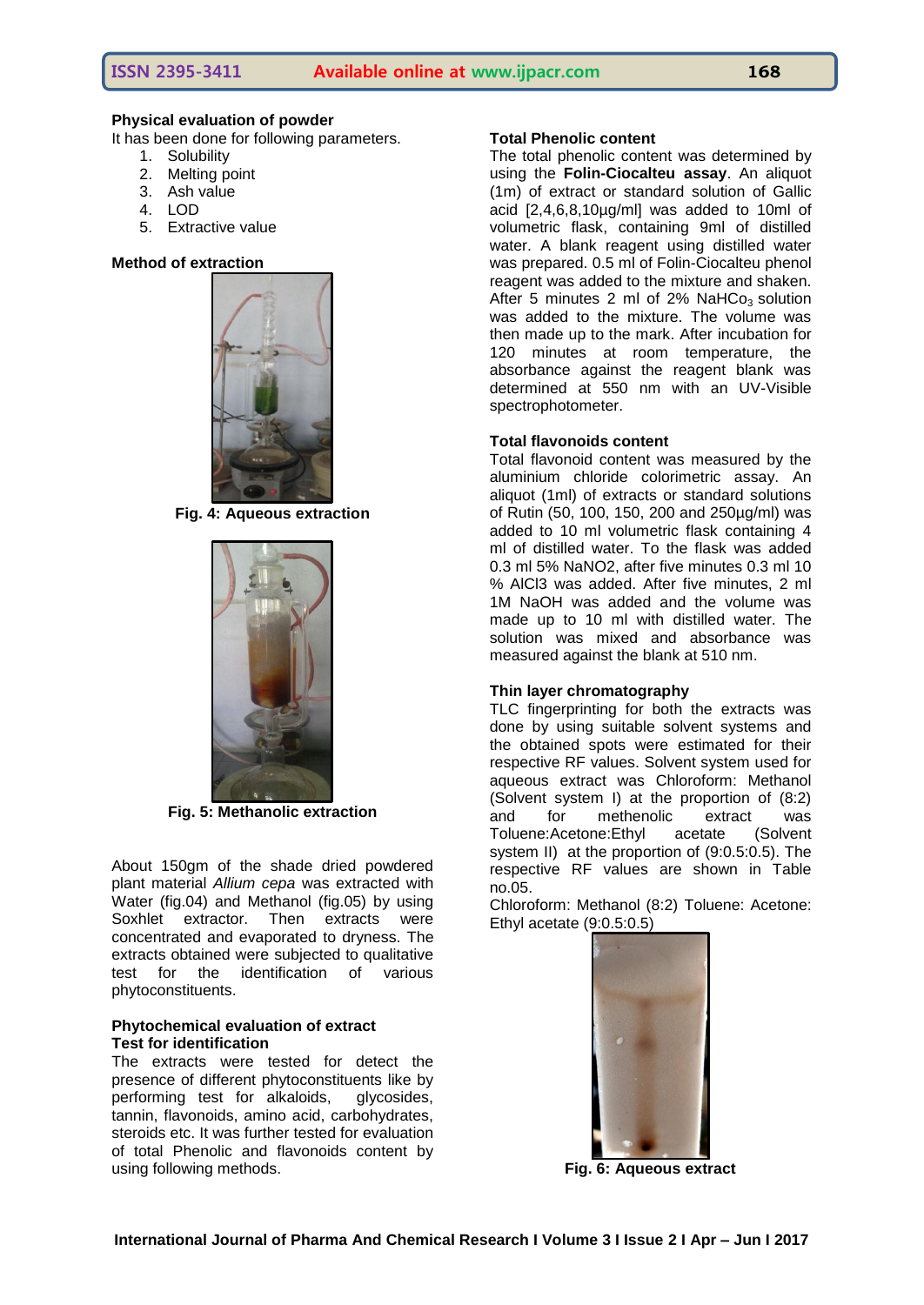**Physical evaluation of powder**

It has been done for following parameters.

1. Solubility
2. Melting point
3. Ash value
4. LOD
5. Extractive value

**Method of extraction**

**Fig. 4: Aqueous extraction**

**Fig. 5: Methanolic extraction**

About 150gm of the shade dried powdered plant material *Allium cepa* was extracted with Water (fig.04) and Methanol (fig.05) by using Soxhlet extractor. Then extracts were concentrated and evaporated to dryness. The extracts obtained were subjected to qualitative test for the identification of various phytoconstituents.

**Phytochemical evaluation of extract**

**Test for identification**

The extracts were tested for detect the presence of different phytoconstituents like by performing test for alkaloids, glycosides, tannin, flavonoids, amino acid, carbohydrates, steroids etc. It was further tested for evaluation of total Phenolic and flavonoids content by using following methods.

**Total Phenolic content**

The total phenolic content was determined by using the **Folin-Ciocalteu assay**. An aliquot (1m) of extract or standard solution of Gallic acid [2,4,6,8,10µg/ml] was added to 10ml of volumetric flask, containing 9ml of distilled water. A blank reagent using distilled water was prepared. 0.5 ml of Folin-Ciocalteu phenol reagent was added to the mixture and shaken. After 5 minutes 2 ml of 2% $NaHCo_3$ solution was added to the mixture. The volume was then made up to the mark. After incubation for 120 minutes at room temperature, the absorbance against the reagent blank was determined at 550 nm with an UV-Visible spectrophotometer.

**Total flavonoids content**

Total flavonoid content was measured by the aluminium chloride colorimetric assay. An aliquot (1ml) of extracts or standard solutions of Rutin (50, 100, 150, 200 and 250µg/ml) was added to 10 ml volumetric flask containing 4 ml of distilled water. To the flask was added 0.3 ml 5% NaNO2, after five minutes 0.3 ml 10 % AlCl3 was added. After five minutes, 2 ml 1M NaOH was added and the volume was made up to 10 ml with distilled water. The solution was mixed and absorbance was measured against the blank at 510 nm.

**Thin layer chromatography**

TLC fingerprinting for both the extracts was done by using suitable solvent systems and the obtained spots were estimated for their respective RF values. Solvent system used for aqueous extract was Chloroform: Methanol (Solvent system I) at the proportion of (8:2) and for methenolic extract was Toluene:Acetone:Ethyl acetate (Solvent system II) at the proportion of (9:0.5:0.5). The respective RF values are shown in Table no.05.

Chloroform: Methanol (8:2) Toluene: Acetone: Ethyl acetate (9:0.5:0.5)

**Fig. 6: Aqueous extract**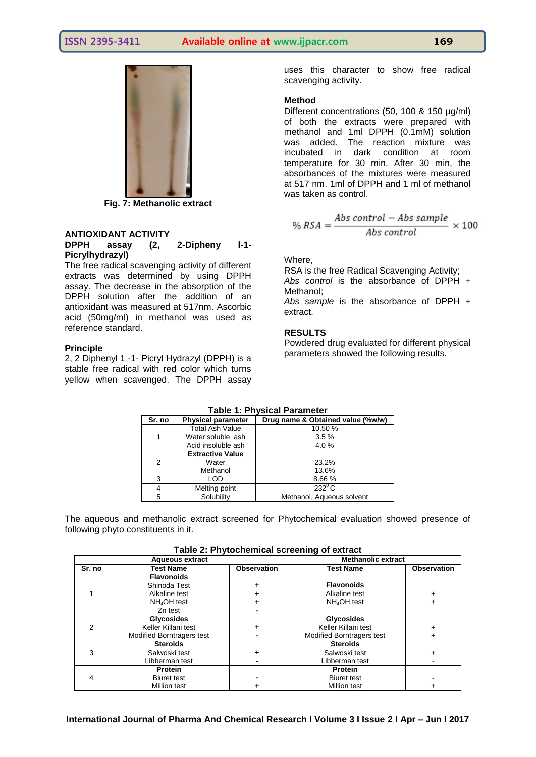Fig. 7: Methanolic extract

## ANTIOXIDANT ACTIVITY

### DPPH assay (2, 2-Dipheny l-1-Picrylhydrazyl)

The free radical scavenging activity of different extracts was determined by using DPPH assay. The decrease in the absorption of the DPPH solution after the addition of an antioxidant was measured at 517nm. Ascorbic acid (50mg/ml) in methanol was used as reference standard.

### Principle

2, 2 Diphenyl 1 -1- Picryl Hydrazyl (DPPH) is a stable free radical with red color which turns yellow when scavenged. The DPPH assay uses this character to show free radical scavenging activity.

### Method

Different concentrations (50, 100 & 150 µg/ml) of both the extracts were prepared with methanol and 1ml DPPH (0.1mM) solution was added. The reaction mixture was incubated in dark condition at room temperature for 30 min. After 30 min, the absorbances of the mixtures were measured at 517 nm. 1ml of DPPH and 1 ml of methanol was taken as control.

$$\% \, RSA = \frac{Abs\ control - Abs\ sample}{Abs\ control} \times 100$$

Where,

RSA is the free Radical Scavenging Activity;

*Abs control* is the absorbance of DPPH + Methanol;

*Abs sample* is the absorbance of DPPH + extract.

## RESULTS

Powdered drug evaluated for different physical parameters showed the following results.

**Table 1: Physical Parameter**

| Sr. no | Physical parameter | Drug name & Obtained value (%w/w) |
|---|---|---|
| 1 | Total Ash Value | 10.50 % |
| | Water soluble ash | 3.5 % |
| | Acid insoluble ash | 4.0 % |
| 2 | **Extractive Value** | |
| | Water | 23.2% |
| | Methanol | 13.6% |
| 3 | LOD | 8.66 % |
| 4 | Melting point | $232^{0}$C |
| 5 | Solubility | Methanol, Aqueous solvent |

The aqueous and methanolic extract screened for Phytochemical evaluation showed presence of following phyto constituents in it.

**Table 2: Phytochemical screening of extract**

| | Aqueous extract | | Methanolic extract | |
|---|---|---|---|---|
| **Sr. no** | **Test Name** | **Observation** | **Test Name** | **Observation** |
| 1 | **Flavonoids** | | **Flavonoids** | |
| | Shinoda Test | + | | |
| | Alkaline test | + | Alkaline test | + |
| | $NH_4OH$ test | + | $NH_4OH$ test | + |
| | Zn test | - | | |
| 2 | **Glycosides** | | **Glycosides** | |
| | Keller Killani test | + | Keller Killani test | + |
| | Modified Borntragers test | - | Modified Borntragers test | + |
| 3 | **Steroids** | | **Steroids** | |
| | Salwoski test | + | Salwoski test | + |
| | Libberman test | - | Libberman test | - |
| 4 | **Protein** | | **Protein** | |
| | Biuret test | - | Biuret test | - |
| | Million test | + | Million test | + |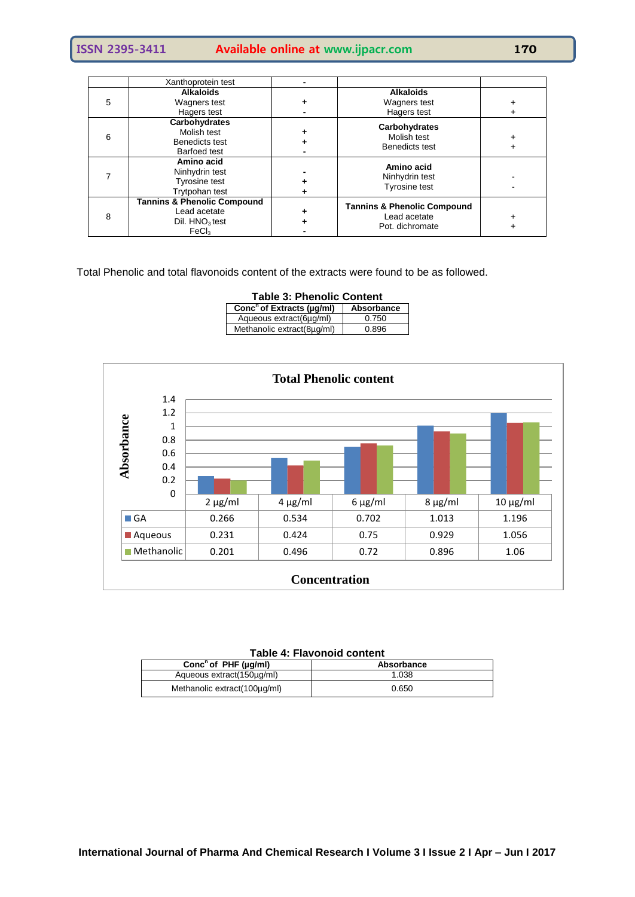|  | Xanthoprotein test | - |  |  |
|---|---|---|---|---|
| 5 | **Alkaloids** Wagners test Hagers test | + - | **Alkaloids** Wagners test Hagers test | + + |
| 6 | **Carbohydrates** Molish test Benedicts test Barfoed test | + + - | **Carbohydrates** Molish test Benedicts test | + + |
| 7 | **Amino acid** Ninhydrin test Tyrosine test Trytpohan test | - + + | **Amino acid** Ninhydrin test Tyrosine test | - - |
| 8 | **Tannins & Phenolic Compound** Lead acetate Dil. $HNO_3$ test $FeCl_3$ | + + - | **Tannins & Phenolic Compound** Lead acetate Pot. dichromate | + + |

Total Phenolic and total flavonoids content of the extracts were found to be as followed.

**Table 3: Phenolic Content**

| Conc$^n$ of Extracts (µg/ml) | Absorbance |
|---|---|
| Aqueous extract(6µg/ml) | 0.750 |
| Methanolic extract(8µg/ml) | 0.896 |

**Total Phenolic content**

| Absorbance | 2 µg/ml | 4 µg/ml | 6 µg/ml | 8 µg/ml | 10 µg/ml |
|---|---|---|---|---|---|
| GA | 0.266 | 0.534 | 0.702 | 1.013 | 1.196 |
| Aqueous | 0.231 | 0.424 | 0.75 | 0.929 | 1.056 |
| Methanolic | 0.201 | 0.496 | 0.72 | 0.896 | 1.06 |

Concentration

**Table 4: Flavonoid content**

| Conc$^n$ of PHF (µg/ml) | Absorbance |
|---|---|
| Aqueous extract(150µg/ml) | 1.038 |
| Methanolic extract(100µg/ml) | 0.650 |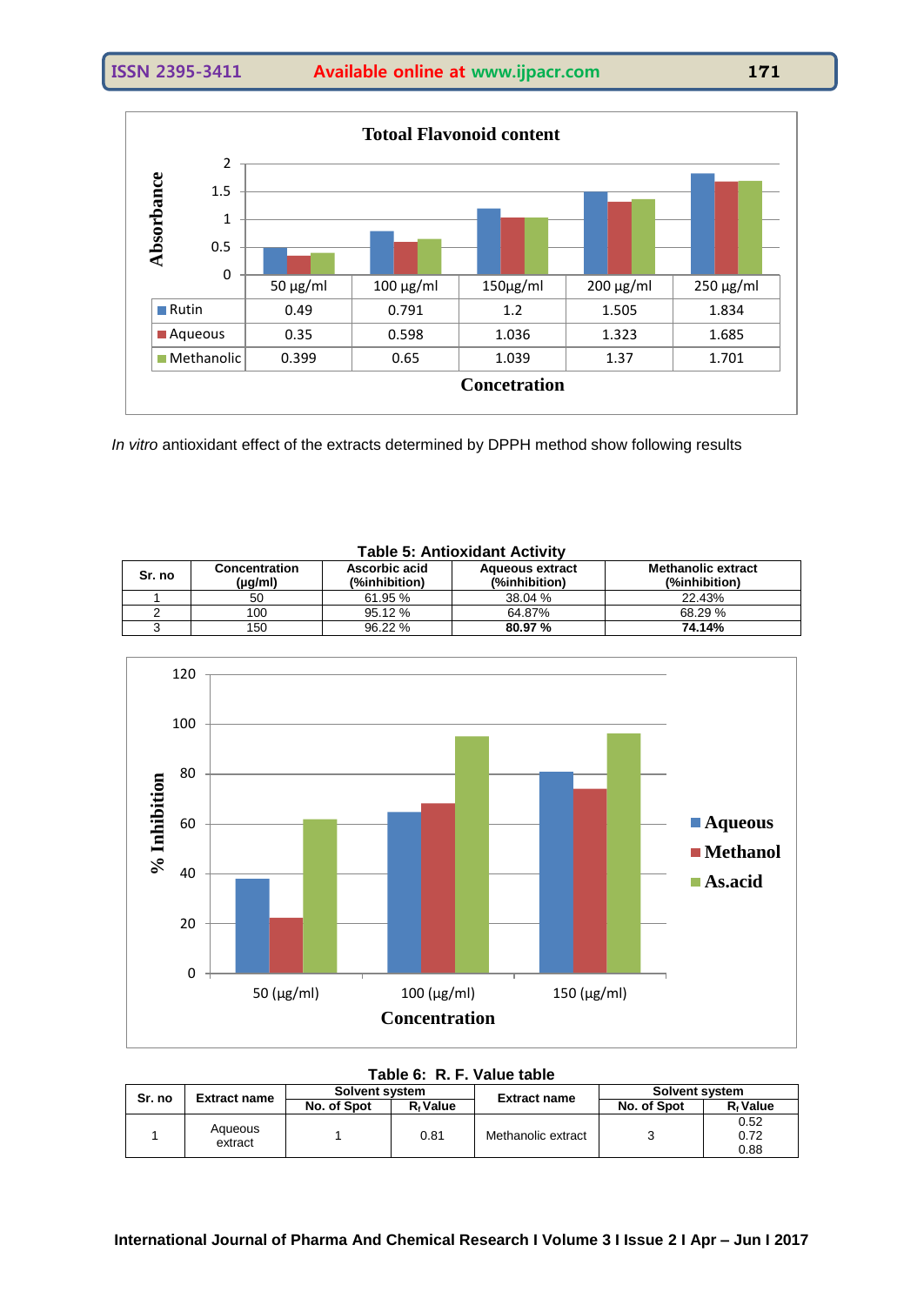**Totoal Flavonoid content**

| | 50 µg/ml | 100 µg/ml | 150µg/ml | 200 µg/ml | 250 µg/ml |
|---|---|---|---|---|---|
| Rutin | 0.49 | 0.791 | 1.2 | 1.505 | 1.834 |
| Aqueous | 0.35 | 0.598 | 1.036 | 1.323 | 1.685 |
| Methanolic | 0.399 | 0.65 | 1.039 | 1.37 | 1.701 |

*In vitro* antioxidant effect of the extracts determined by DPPH method show following results

**Table 5: Antioxidant Activity**

| Sr. no | Concentration (µg/ml) | Ascorbic acid (%inhibition) | Aqueous extract (%inhibition) | Methanolic extract (%inhibition) |
|---|---|---|---|---|
| 1 | 50 | 61.95 % | 38.04 % | 22.43% |
| 2 | 100 | 95.12 % | 64.87% | 68.29 % |
| 3 | 150 | 96.22 % | **80.97 %** | **74.14%** |

**Table 6: R. F. Value table**

| Sr. no | Extract name | Solvent system | | Extract name | Solvent system | |
|---|---|---|---|---|---|---|
| | | No. of Spot | $R_f$ Value | | No. of Spot | $R_f$ Value |
| 1 | Aqueous extract | 1 | 0.81 | Methanolic extract | 3 | 0.52<br>0.72<br>0.88 |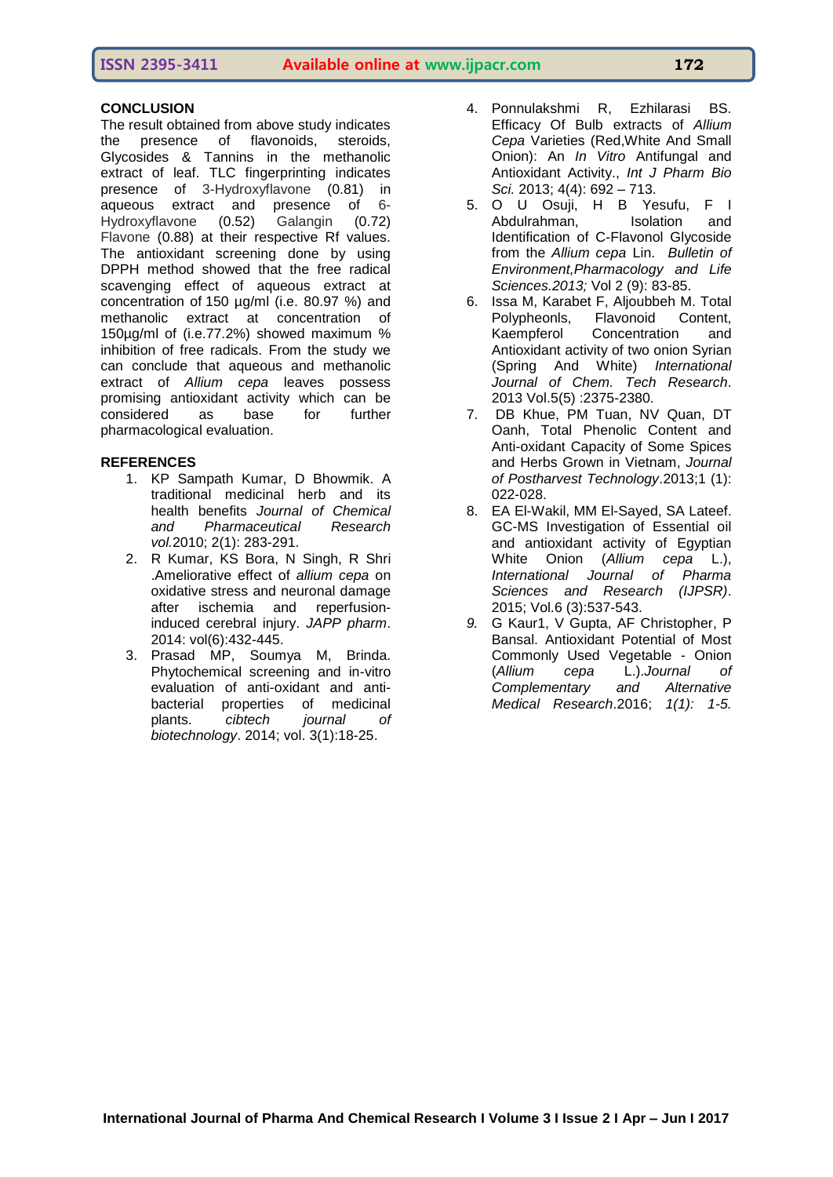## CONCLUSION

The result obtained from above study indicates the presence of flavonoids, steroids, Glycosides & Tannins in the methanolic extract of leaf. TLC fingerprinting indicates presence of 3-Hydroxyflavone (0.81) in aqueous extract and presence of 6-Hydroxyflavone (0.52) Galangin (0.72) Flavone (0.88) at their respective Rf values. The antioxidant screening done by using DPPH method showed that the free radical scavenging effect of aqueous extract at concentration of 150 µg/ml (i.e. 80.97 %) and methanolic extract at concentration of 150µg/ml of (i.e.77.2%) showed maximum % inhibition of free radicals. From the study we can conclude that aqueous and methanolic extract of *Allium cepa* leaves possess promising antioxidant activity which can be considered as base for further pharmacological evaluation.

## REFERENCES

1. KP Sampath Kumar, D Bhowmik. A traditional medicinal herb and its health benefits *Journal of Chemical and Pharmaceutical Research vol.*2010; 2(1): 283-291.
2. R Kumar, KS Bora, N Singh, R Shri .Ameliorative effect of *allium cepa* on oxidative stress and neuronal damage after ischemia and reperfusion-induced cerebral injury. *JAPP pharm*. 2014: vol(6):432-445.
3. Prasad MP, Soumya M, Brinda. Phytochemical screening and in-vitro evaluation of anti-oxidant and anti-bacterial properties of medicinal plants. *cibtech journal of biotechnology*. 2014; vol. 3(1):18-25.
4. Ponnulakshmi R, Ezhilarasi BS. Efficacy Of Bulb extracts of *Allium Cepa* Varieties (Red,White And Small Onion): An *In Vitro* Antifungal and Antioxidant Activity., *Int J Pharm Bio Sci.* 2013; 4(4): 692 – 713.
5. O U Osuji, H B Yesufu, F I Abdulrahman, Isolation and Identification of C-Flavonol Glycoside from the *Allium cepa* Lin. *Bulletin of Environment,Pharmacology and Life Sciences.2013;* Vol 2 (9): 83-85.
6. Issa M, Karabet F, Aljoubbeh M. Total Polypheonls, Flavonoid Content, Kaempferol Concentration and Antioxidant activity of two onion Syrian (Spring And White) *International Journal of Chem. Tech Research*. 2013 Vol.5(5) :2375-2380.
7. DB Khue, PM Tuan, NV Quan, DT Oanh, Total Phenolic Content and Anti-oxidant Capacity of Some Spices and Herbs Grown in Vietnam, *Journal of Postharvest Technology*.2013;1 (1): 022-028.
8. EA El-Wakil, MM El-Sayed, SA Lateef. GC-MS Investigation of Essential oil and antioxidant activity of Egyptian White Onion (*Allium cepa* L.), *International Journal of Pharma Sciences and Research (IJPSR)*. 2015; Vol.6 (3):537-543.
9. G Kaur1, V Gupta, AF Christopher, P Bansal. Antioxidant Potential of Most Commonly Used Vegetable - Onion (*Allium cepa* L.).*Journal of Complementary and Alternative Medical Research*.2016; *1(1): 1-5.*